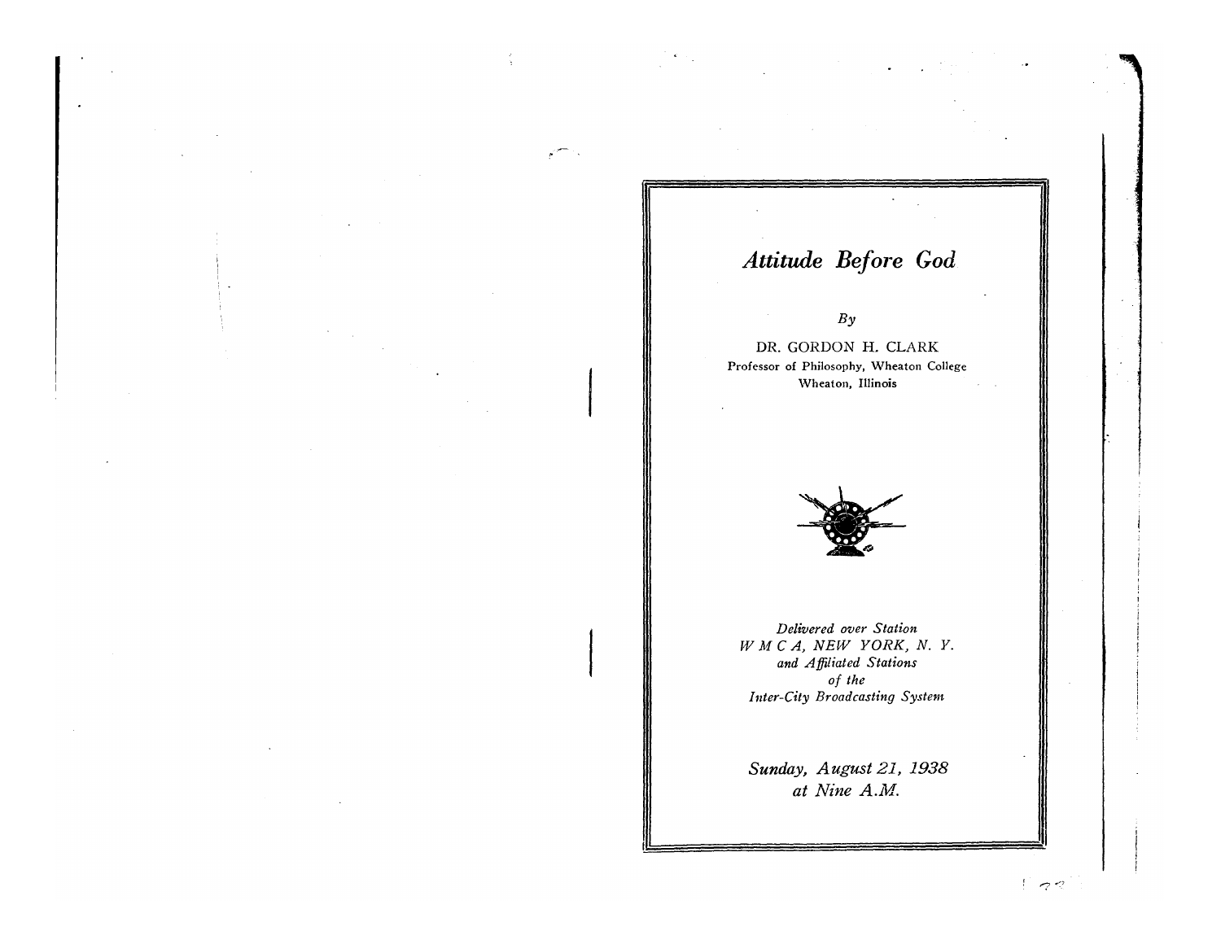# *Attitude Before God*

*By*

DR. GORDON H. CLARK

Professor of Philosophy, Wheaton College

Wheaton, Illinois

*Delivered over Station*
*W M C A, NEW YORK, N. Y.*
*and Affiliated Stations*
*of the*
*Inter-City Broadcasting System*

*Sunday, August 21, 1938*
*at Nine A.M.*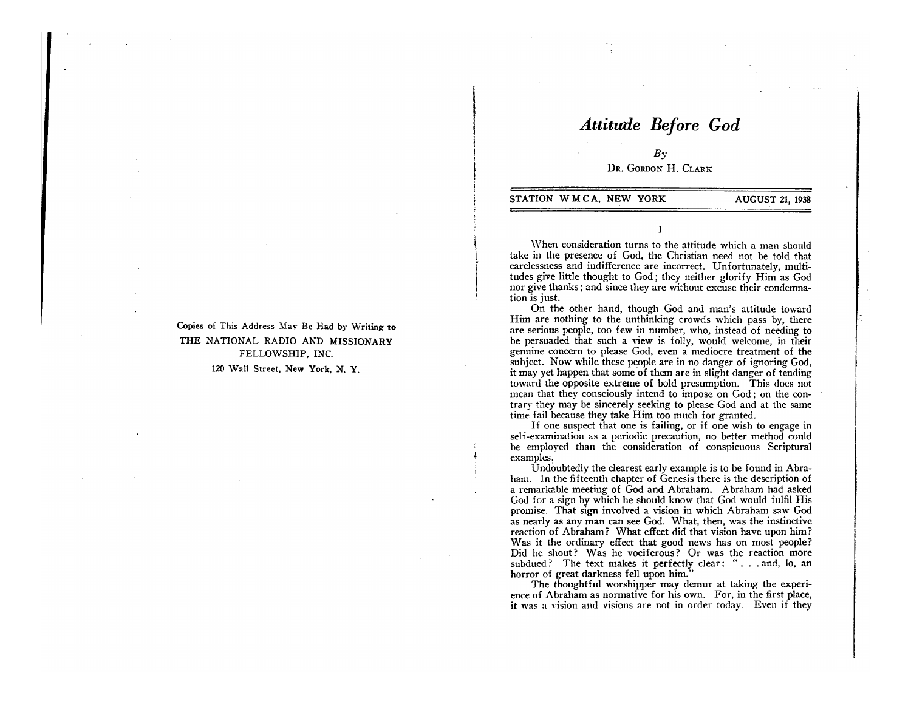Copies of This Address May Be Had by Writing to
THE NATIONAL RADIO AND MISSIONARY FELLOWSHIP, INC.
120 Wall Street, New York, N. Y.

# *Attitude Before God*

*By*

DR. GORDON H. CLARK

STATION W M C A, NEW YORK — AUGUST 21, 1938

## I

When consideration turns to the attitude which a man should take in the presence of God, the Christian need not be told that carelessness and indifference are incorrect. Unfortunately, multitudes give little thought to God; they neither glorify Him as God nor give thanks; and since they are without excuse their condemnation is just.

On the other hand, though God and man's attitude toward Him are nothing to the unthinking crowds which pass by, there are serious people, too few in number, who, instead of needing to be persuaded that such a view is folly, would welcome, in their genuine concern to please God, even a mediocre treatment of the subject. Now while these people are in no danger of ignoring God, it may yet happen that some of them are in slight danger of tending toward the opposite extreme of bold presumption. This does not mean that they consciously intend to impose on God; on the contrary they may be sincerely seeking to please God and at the same time fail because they take Him too much for granted.

If one suspect that one is failing, or if one wish to engage in self-examination as a periodic precaution, no better method could be employed than the consideration of conspicuous Scriptural examples.

Undoubtedly the clearest early example is to be found in Abraham. In the fifteenth chapter of Genesis there is the description of a remarkable meeting of God and Abraham. Abraham had asked God for a sign by which he should know that God would fulfil His promise. That sign involved a vision in which Abraham saw God as nearly as any man can see God. What, then, was the instinctive reaction of Abraham? What effect did that vision have upon him? Was it the ordinary effect that good news has on most people? Did he shout? Was he vociferous? Or was the reaction more subdued? The text makes it perfectly clear: ". . . and, lo, an horror of great darkness fell upon him."

The thoughtful worshipper may demur at taking the experience of Abraham as normative for his own. For, in the first place, it was a vision and visions are not in order today. Even if they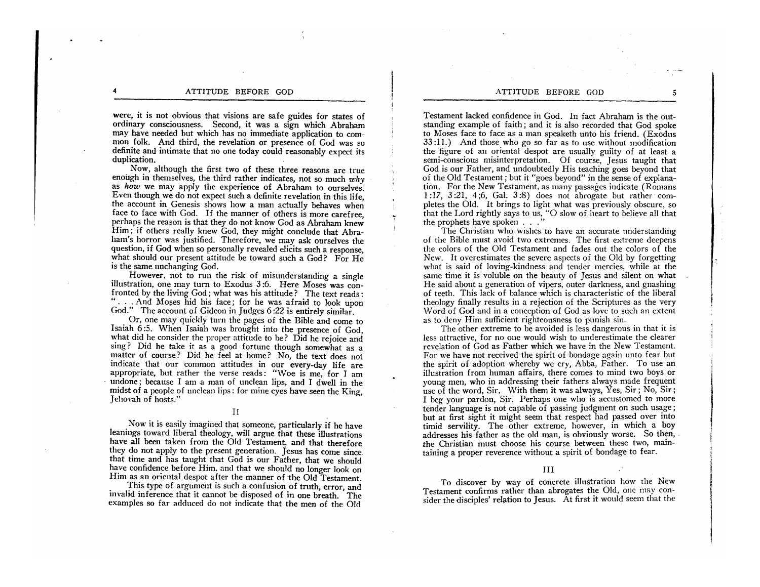were, it is not obvious that visions are safe guides for states of ordinary consciousness. Second, it was a sign which Abraham may have needed but which has no immediate application to common folk. And third, the revelation or presence of God was so definite and intimate that no one today could reasonably expect its duplication.

Now, although the first two of these three reasons are true enough in themselves, the third rather indicates, not so much *why* as *how* we may apply the experience of Abraham to ourselves. Even though we do not expect such a definite revelation in this life, the account in Genesis shows how a man actually behaves when face to face with God. If the manner of others is more carefree, perhaps the reason is that they do not know God as Abraham knew Him; if others really knew God, they might conclude that Abraham's horror was justified. Therefore, we may ask ourselves the question, if God when so personally revealed elicits such a response, what should our present attitude be toward such a God? For He is the same unchanging God.

However, not to run the risk of misunderstanding a single illustration, one may turn to Exodus 3:6. Here Moses was confronted by the living God; what was his attitude? The text reads: ". . . And Moses hid his face; for he was afraid to look upon God." The account of Gideon in Judges 6:22 is entirely similar.

Or, one may quickly turn the pages of the Bible and come to Isaiah 6:5. When Isaiah was brought into the presence of God, what did he consider the proper attitude to be? Did he rejoice and sing? Did he take it as a good fortune though somewhat as a matter of course? Did he feel at home? No, the text does not indicate that our common attitudes in our every-day life are appropriate, but rather the verse reads: "Woe is me, for I am undone; because I am a man of unclean lips, and I dwell in the midst of a people of unclean lips: for mine eyes have seen the King, Jehovah of hosts."

## II

Now it is easily imagined that someone, particularly if he have leanings toward liberal theology, will argue that these illustrations have all been taken from the Old Testament, and that therefore they do not apply to the present generation. Jesus has come since that time and has taught that God is our Father, that we should have confidence before Him, and that we should no longer look on Him as an oriental despot after the manner of the Old Testament.

This type of argument is such a confusion of truth, error, and invalid inference that it cannot be disposed of in one breath. The examples so far adduced do not indicate that the men of the Old Testament lacked confidence in God. In fact Abraham is the outstanding example of faith; and it is also recorded that God spoke to Moses face to face as a man speaketh unto his friend. (Exodus 33:11.) And those who go so far as to use without modification the figure of an oriental despot are usually guilty of at least a semi-conscious misinterpretation. Of course, Jesus taught that God is our Father, and undoubtedly His teaching goes beyond that of the Old Testament; but it "goes beyond" in the sense of explanation. For the New Testament, as many passages indicate (Romans 1:17, 3:21, 4;6, Gal. 3:8) does not abrogate but rather completes the Old. It brings to light what was previously obscure, so that the Lord rightly says to us, "O slow of heart to believe all that the prophets have spoken . . ."

The Christian who wishes to have an accurate understanding of the Bible must avoid two extremes. The first extreme deepens the colors of the Old Testament and fades out the colors of the New. It overestimates the severe aspects of the Old by forgetting what is said of loving-kindness and tender mercies, while at the same time it is voluble on the beauty of Jesus and silent on what He said about a generation of vipers, outer darkness, and gnashing of teeth. This lack of balance which is characteristic of the liberal theology finally results in a rejection of the Scriptures as the very Word of God and in a conception of God as love to such an extent as to deny Him sufficient righteousness to punish sin.

The other extreme to be avoided is less dangerous in that it is less attractive, for no one would wish to underestimate the clearer revelation of God as Father which we have in the New Testament. For we have not received the spirit of bondage again unto fear but the spirit of adoption whereby we cry, Abba, Father. To use an illustration from human affairs, there comes to mind two boys or young men, who in addressing their fathers always made frequent use of the word, Sir. With them it was always, Yes, Sir; No, Sir; I beg your pardon, Sir. Perhaps one who is accustomed to more tender language is not capable of passing judgment on such usage; but at first sight it might seem that respect had passed over into timid servility. The other extreme, however, in which a boy addresses his father as the old man, is obviously worse. So then, the Christian must choose his course between these two, maintaining a proper reverence without a spirit of bondage to fear.

## III

To discover by way of concrete illustration how the New Testament confirms rather than abrogates the Old, one may consider the disciples' relation to Jesus. At first it would seem that the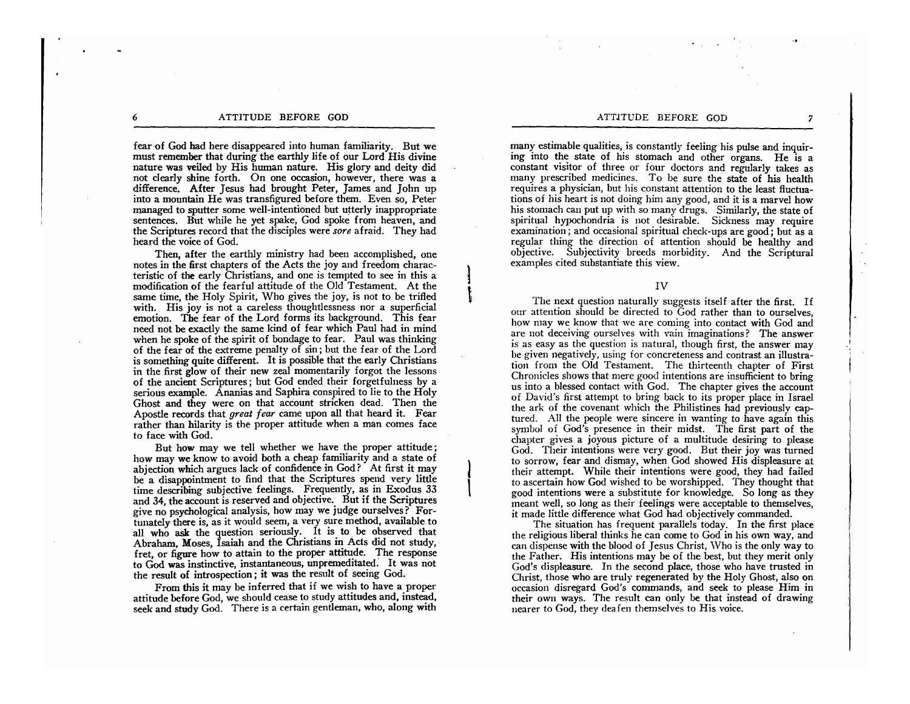fear of God had here disappeared into human familiarity. But we must remember that during the earthly life of our Lord His divine nature was veiled by His human nature. His glory and deity did not clearly shine forth. On one occasion, however, there was a difference. After Jesus had brought Peter, James and John up into a mountain He was transfigured before them. Even so, Peter managed to sputter some well-intentioned but utterly inappropriate sentences. But while he yet spake, God spoke from heaven, and the Scriptures record that the disciples were *sore* afraid. They had heard the voice of God.

Then, after the earthly ministry had been accomplished, one notes in the first chapters of the Acts the joy and freedom characteristic of the early Christians, and one is tempted to see in this a modification of the fearful attitude of the Old Testament. At the same time, the Holy Spirit, Who gives the joy, is not to be trifled with. His joy is not a careless thoughtlessness nor a superficial emotion. The fear of the Lord forms its background. This fear need not be exactly the same kind of fear which Paul had in mind when he spoke of the spirit of bondage to fear. Paul was thinking of the fear of the extreme penalty of sin; but the fear of the Lord is something quite different. It is possible that the early Christians in the first glow of their new zeal momentarily forgot the lessons of the ancient Scriptures; but God ended their forgetfulness by a serious example. Ananias and Saphira conspired to lie to the Holy Ghost and they were on that account stricken dead. Then the Apostle records that *great fear* came upon all that heard it. Fear rather than hilarity is the proper attitude when a man comes face to face with God.

But how may we tell whether we have the proper attitude; how may we know to avoid both a cheap familiarity and a state of abjection which argues lack of confidence in God? At first it may be a disappointment to find that the Scriptures spend very little time describing subjective feelings. Frequently, as in Exodus 33 and 34, the account is reserved and objective. But if the Scriptures give no psychological analysis, how may we judge ourselves? Fortunately there is, as it would seem, a very sure method, available to all who ask the question seriously. It is to be observed that Abraham, Moses, Isaiah and the Christians in Acts did not study, fret, or figure how to attain to the proper attitude. The response to God was instinctive, instantaneous, unpremeditated. It was not the result of introspection; it was the result of seeing God.

From this it may be inferred that if we wish to have a proper attitude before God, we should cease to study attitudes and, instead, seek and study God. There is a certain gentleman, who, along with many estimable qualities, is constantly feeling his pulse and inquiring into the state of his stomach and other organs. He is a constant visitor of three or four doctors and regularly takes as many prescribed medicines. To be sure the state of his health requires a physician, but his constant attention to the least fluctuations of his heart is not doing him any good, and it is a marvel how his stomach can put up with so many drugs. Similarly, the state of spiritual hypochondria is not desirable. Sickness may require examination; and occasional spiritual check-ups are good; but as a regular thing the direction of attention should be healthy and objective. Subjectivity breeds morbidity. And the Scriptural examples cited substantiate this view.

## IV

The next question naturally suggests itself after the first. If our attention should be directed to God rather than to ourselves, how may we know that we are coming into contact with God and are not deceiving ourselves with vain imaginations? The answer is as easy as the question is natural, though first, the answer may be given negatively, using for concreteness and contrast an illustration from the Old Testament. The thirteenth chapter of First Chronicles shows that mere good intentions are insufficient to bring us into a blessed contact with God. The chapter gives the account of David's first attempt to bring back to its proper place in Israel the ark of the covenant which the Philistines had previously captured. All the people were sincere in wanting to have again this symbol of God's presence in their midst. The first part of the chapter gives a joyous picture of a multitude desiring to please God. Their intentions were very good. But their joy was turned to sorrow, fear and dismay, when God showed His displeasure at their attempt. While their intentions were good, they had failed to ascertain how God wished to be worshipped. They thought that good intentions were a substitute for knowledge. So long as they meant well, so long as their feelings were acceptable to themselves, it made little difference what God had objectively commanded.

The situation has frequent parallels today. In the first place the religious liberal thinks he can come to God in his own way, and can dispense with the blood of Jesus Christ, Who is the only way to the Father. His intentions may be of the best, but they merit only God's displeasure. In the second place, those who have trusted in Christ, those who are truly regenerated by the Holy Ghost, also on occasion disregard God's commands, and seek to please Him in their own ways. The result can only be that instead of drawing nearer to God, they deafen themselves to His voice.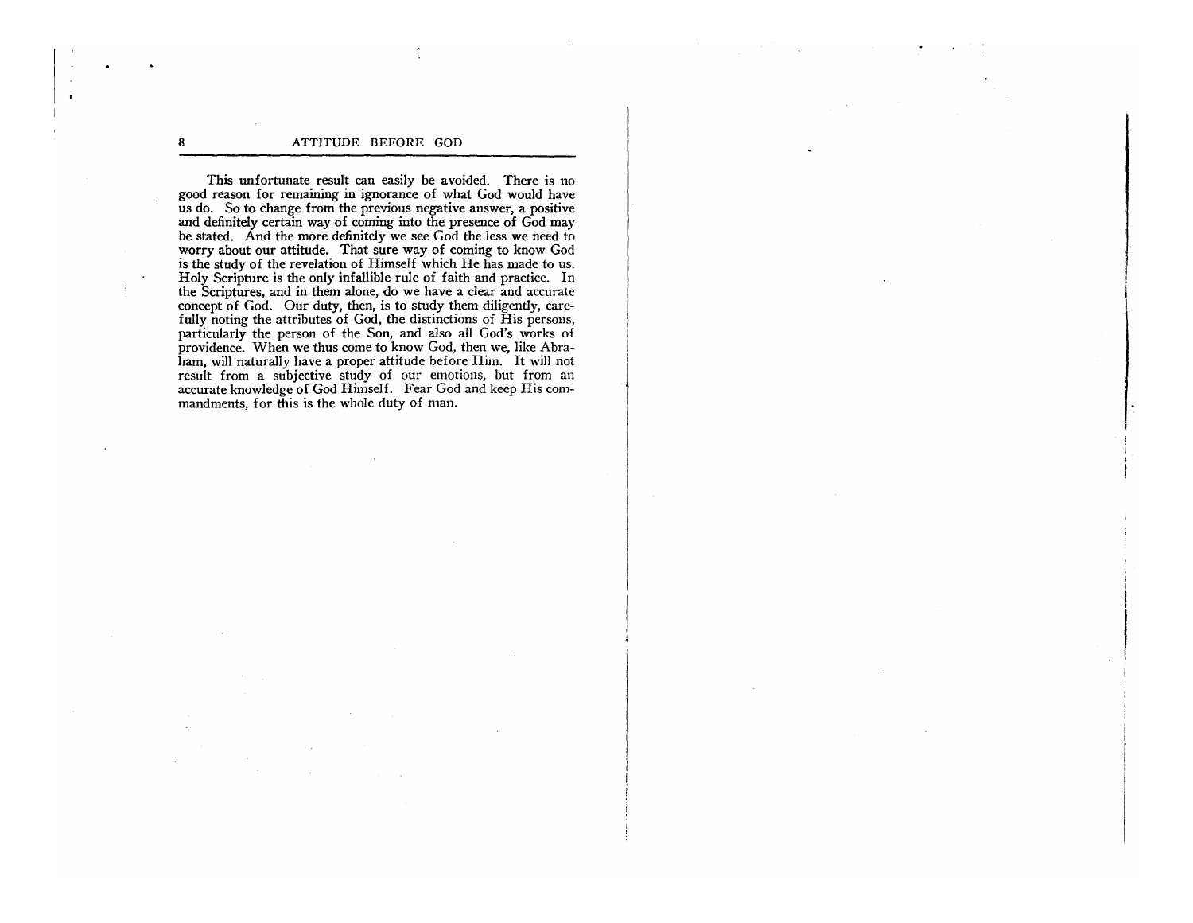This unfortunate result can easily be avoided. There is no good reason for remaining in ignorance of what God would have us do. So to change from the previous negative answer, a positive and definitely certain way of coming into the presence of God may be stated. And the more definitely we see God the less we need to worry about our attitude. That sure way of coming to know God is the study of the revelation of Himself which He has made to us. Holy Scripture is the only infallible rule of faith and practice. In the Scriptures, and in them alone, do we have a clear and accurate concept of God. Our duty, then, is to study them diligently, carefully noting the attributes of God, the distinctions of His persons, particularly the person of the Son, and also all God's works of providence. When we thus come to know God, then we, like Abraham, will naturally have a proper attitude before Him. It will not result from a subjective study of our emotions, but from an accurate knowledge of God Himself. Fear God and keep His commandments, for this is the whole duty of man.